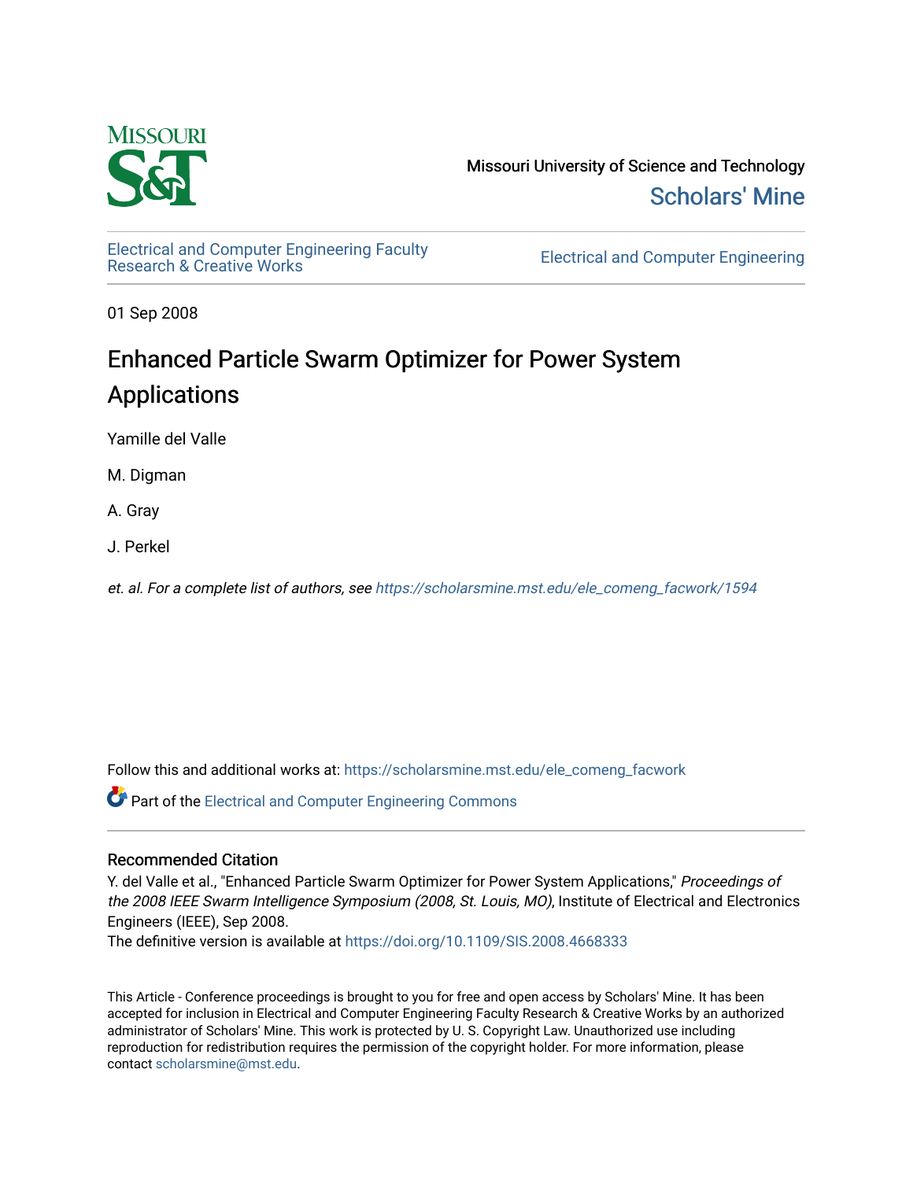Missouri University of Science and Technology

Scholars' Mine

Electrical and Computer Engineering Faculty Research & Creative Works

Electrical and Computer Engineering

01 Sep 2008

# Enhanced Particle Swarm Optimizer for Power System Applications

Yamille del Valle

M. Digman

A. Gray

J. Perkel

*et. al. For a complete list of authors, see https://scholarsmine.mst.edu/ele_comeng_facwork/1594*

Follow this and additional works at: https://scholarsmine.mst.edu/ele_comeng_facwork

Part of the Electrical and Computer Engineering Commons

## Recommended Citation

Y. del Valle et al., "Enhanced Particle Swarm Optimizer for Power System Applications," *Proceedings of the 2008 IEEE Swarm Intelligence Symposium (2008, St. Louis, MO)*, Institute of Electrical and Electronics Engineers (IEEE), Sep 2008.

The definitive version is available at https://doi.org/10.1109/SIS.2008.4668333

This Article - Conference proceedings is brought to you for free and open access by Scholars' Mine. It has been accepted for inclusion in Electrical and Computer Engineering Faculty Research & Creative Works by an authorized administrator of Scholars' Mine. This work is protected by U. S. Copyright Law. Unauthorized use including reproduction for redistribution requires the permission of the copyright holder. For more information, please contact scholarsmine@mst.edu.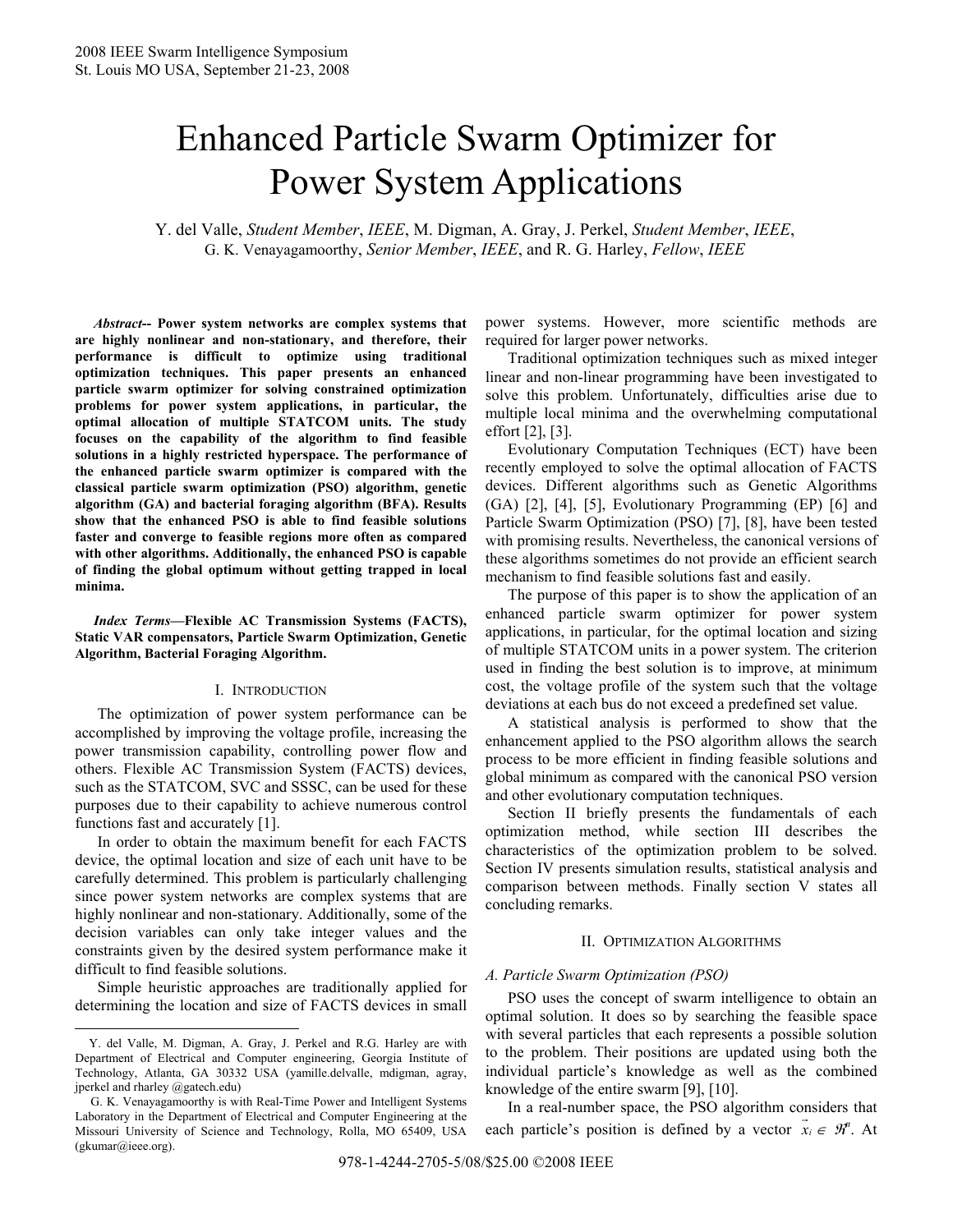# Enhanced Particle Swarm Optimizer for Power System Applications

Y. del Valle, *Student Member*, *IEEE*, M. Digman, A. Gray, J. Perkel, *Student Member*, *IEEE*, G. K. Venayagamoorthy, *Senior Member*, *IEEE*, and R. G. Harley, *Fellow*, *IEEE*

***Abstract*-- Power system networks are complex systems that are highly nonlinear and non-stationary, and therefore, their performance is difficult to optimize using traditional optimization techniques. This paper presents an enhanced particle swarm optimizer for solving constrained optimization problems for power system applications, in particular, the optimal allocation of multiple STATCOM units. The study focuses on the capability of the algorithm to find feasible solutions in a highly restricted hyperspace. The performance of the enhanced particle swarm optimizer is compared with the classical particle swarm optimization (PSO) algorithm, genetic algorithm (GA) and bacterial foraging algorithm (BFA). Results show that the enhanced PSO is able to find feasible solutions faster and converge to feasible regions more often as compared with other algorithms. Additionally, the enhanced PSO is capable of finding the global optimum without getting trapped in local minima.**

***Index Terms*—Flexible AC Transmission Systems (FACTS), Static VAR compensators, Particle Swarm Optimization, Genetic Algorithm, Bacterial Foraging Algorithm.**

## I. Introduction

The optimization of power system performance can be accomplished by improving the voltage profile, increasing the power transmission capability, controlling power flow and others. Flexible AC Transmission System (FACTS) devices, such as the STATCOM, SVC and SSSC, can be used for these purposes due to their capability to achieve numerous control functions fast and accurately [1].

In order to obtain the maximum benefit for each FACTS device, the optimal location and size of each unit have to be carefully determined. This problem is particularly challenging since power system networks are complex systems that are highly nonlinear and non-stationary. Additionally, some of the decision variables can only take integer values and the constraints given by the desired system performance make it difficult to find feasible solutions.

Simple heuristic approaches are traditionally applied for determining the location and size of FACTS devices in small power systems. However, more scientific methods are required for larger power networks.

Traditional optimization techniques such as mixed integer linear and non-linear programming have been investigated to solve this problem. Unfortunately, difficulties arise due to multiple local minima and the overwhelming computational effort [2], [3].

Evolutionary Computation Techniques (ECT) have been recently employed to solve the optimal allocation of FACTS devices. Different algorithms such as Genetic Algorithms (GA) [2], [4], [5], Evolutionary Programming (EP) [6] and Particle Swarm Optimization (PSO) [7], [8], have been tested with promising results. Nevertheless, the canonical versions of these algorithms sometimes do not provide an efficient search mechanism to find feasible solutions fast and easily.

The purpose of this paper is to show the application of an enhanced particle swarm optimizer for power system applications, in particular, for the optimal location and sizing of multiple STATCOM units in a power system. The criterion used in finding the best solution is to improve, at minimum cost, the voltage profile of the system such that the voltage deviations at each bus do not exceed a predefined set value.

A statistical analysis is performed to show that the enhancement applied to the PSO algorithm allows the search process to be more efficient in finding feasible solutions and global minimum as compared with the canonical PSO version and other evolutionary computation techniques.

Section II briefly presents the fundamentals of each optimization method, while section III describes the characteristics of the optimization problem to be solved. Section IV presents simulation results, statistical analysis and comparison between methods. Finally section V states all concluding remarks.

## II. Optimization Algorithms

### A. Particle Swarm Optimization (PSO)

PSO uses the concept of swarm intelligence to obtain an optimal solution. It does so by searching the feasible space with several particles that each represents a possible solution to the problem. Their positions are updated using both the individual particle's knowledge as well as the combined knowledge of the entire swarm [9], [10].

In a real-number space, the PSO algorithm considers that each particle's position is defined by a vector $\vec{x}_i \in \Re^n$. At

Y. del Valle, M. Digman, A. Gray, J. Perkel and R.G. Harley are with Department of Electrical and Computer engineering, Georgia Institute of Technology, Atlanta, GA 30332 USA (yamille.delvalle, mdigman, agray, jperkel and rharley @gatech.edu)

G. K. Venayagamoorthy is with Real-Time Power and Intelligent Systems Laboratory in the Department of Electrical and Computer Engineering at the Missouri University of Science and Technology, Rolla, MO 65409, USA (gkumar@ieee.org).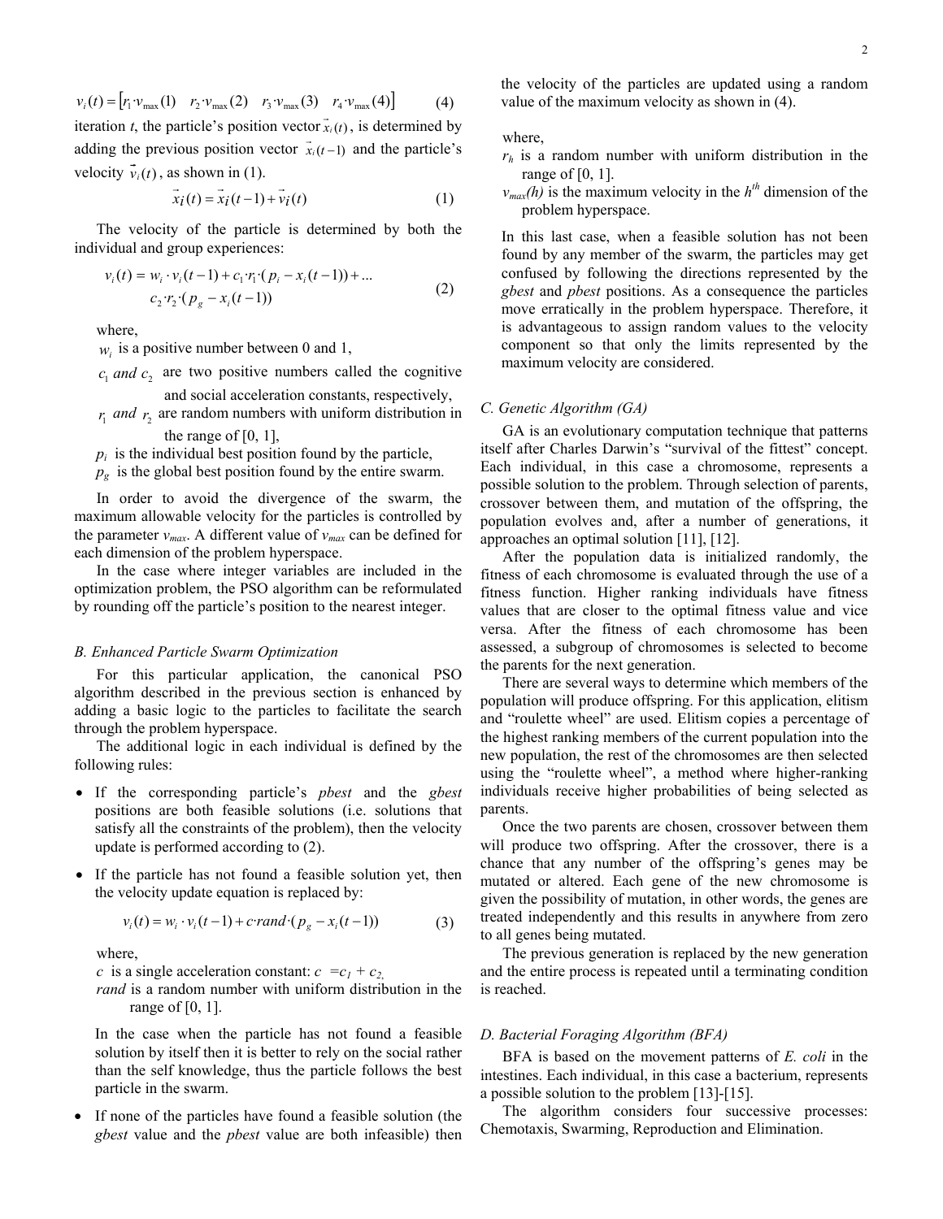$$v_i(t) = \left[ r_1 \cdot v_{\max}(1) \quad r_2 \cdot v_{\max}(2) \quad r_3 \cdot v_{\max}(3) \quad r_4 \cdot v_{\max}(4) \right] \tag{4}$$

iteration $t$, the particle's position vector $\vec{x}_i(t)$, is determined by adding the previous position vector $\vec{x}_i(t-1)$ and the particle's velocity $\vec{v}_i(t)$, as shown in (1).

$$\vec{x}_i(t) = \vec{x}_i(t-1) + \vec{v}_i(t) \tag{1}$$

The velocity of the particle is determined by both the individual and group experiences:

$$v_i(t) = w_i \cdot v_i(t-1) + c_1 \cdot r_1 \cdot (p_i - x_i(t-1)) + \ldots \\ c_2 \cdot r_2 \cdot (p_g - x_i(t-1)) \tag{2}$$

where,

$w_i$ is a positive number between 0 and 1,

$c_1$ *and* $c_2$ are two positive numbers called the cognitive and social acceleration constants, respectively,

$r_1$ *and* $r_2$ are random numbers with uniform distribution in the range of [0, 1],

$p_i$ is the individual best position found by the particle,

$p_g$ is the global best position found by the entire swarm.

In order to avoid the divergence of the swarm, the maximum allowable velocity for the particles is controlled by the parameter $v_{max}$. A different value of $v_{max}$ can be defined for each dimension of the problem hyperspace.

In the case where integer variables are included in the optimization problem, the PSO algorithm can be reformulated by rounding off the particle's position to the nearest integer.

### *B. Enhanced Particle Swarm Optimization*

For this particular application, the canonical PSO algorithm described in the previous section is enhanced by adding a basic logic to the particles to facilitate the search through the problem hyperspace.

The additional logic in each individual is defined by the following rules:

- If the corresponding particle's *pbest* and the *gbest* positions are both feasible solutions (i.e. solutions that satisfy all the constraints of the problem), then the velocity update is performed according to (2).
- If the particle has not found a feasible solution yet, then the velocity update equation is replaced by:

  $$v_i(t) = w_i \cdot v_i(t-1) + c \cdot rand \cdot (p_g - x_i(t-1)) \tag{3}$$

  where,

  $c$ is a single acceleration constant: $c = c_1 + c_2$,

  *rand* is a random number with uniform distribution in the range of [0, 1].

  In the case when the particle has not found a feasible solution by itself then it is better to rely on the social rather than the self knowledge, thus the particle follows the best particle in the swarm.

- If none of the particles have found a feasible solution (the *gbest* value and the *pbest* value are both infeasible) then the velocity of the particles are updated using a random value of the maximum velocity as shown in (4).

  where,

  $r_h$ is a random number with uniform distribution in the range of [0, 1].

  $v_{max}(h)$ is the maximum velocity in the $h^{th}$ dimension of the problem hyperspace.

  In this last case, when a feasible solution has not been found by any member of the swarm, the particles may get confused by following the directions represented by the *gbest* and *pbest* positions. As a consequence the particles move erratically in the problem hyperspace. Therefore, it is advantageous to assign random values to the velocity component so that only the limits represented by the maximum velocity are considered.

### *C. Genetic Algorithm (GA)*

GA is an evolutionary computation technique that patterns itself after Charles Darwin's "survival of the fittest" concept. Each individual, in this case a chromosome, represents a possible solution to the problem. Through selection of parents, crossover between them, and mutation of the offspring, the population evolves and, after a number of generations, it approaches an optimal solution [11], [12].

After the population data is initialized randomly, the fitness of each chromosome is evaluated through the use of a fitness function. Higher ranking individuals have fitness values that are closer to the optimal fitness value and vice versa. After the fitness of each chromosome has been assessed, a subgroup of chromosomes is selected to become the parents for the next generation.

There are several ways to determine which members of the population will produce offspring. For this application, elitism and "roulette wheel" are used. Elitism copies a percentage of the highest ranking members of the current population into the new population, the rest of the chromosomes are then selected using the "roulette wheel", a method where higher-ranking individuals receive higher probabilities of being selected as parents.

Once the two parents are chosen, crossover between them will produce two offspring. After the crossover, there is a chance that any number of the offspring's genes may be mutated or altered. Each gene of the new chromosome is given the possibility of mutation, in other words, the genes are treated independently and this results in anywhere from zero to all genes being mutated.

The previous generation is replaced by the new generation and the entire process is repeated until a terminating condition is reached.

### *D. Bacterial Foraging Algorithm (BFA)*

BFA is based on the movement patterns of *E. coli* in the intestines. Each individual, in this case a bacterium, represents a possible solution to the problem [13]-[15].

The algorithm considers four successive processes: Chemotaxis, Swarming, Reproduction and Elimination.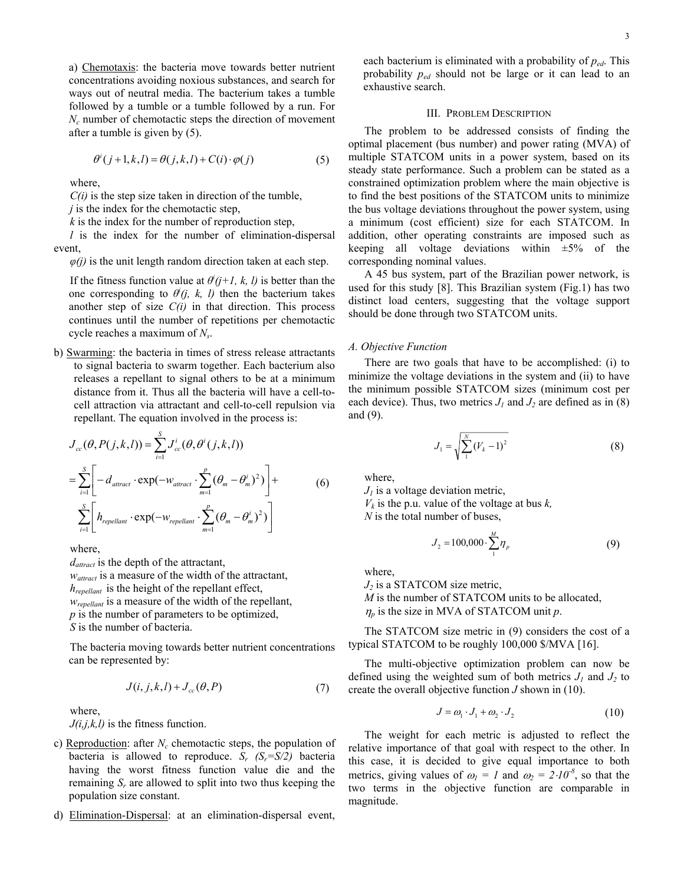a) Chemotaxis: the bacteria move towards better nutrient concentrations avoiding noxious substances, and search for ways out of neutral media. The bacterium takes a tumble followed by a tumble or a tumble followed by a run. For $N_c$ number of chemotactic steps the direction of movement after a tumble is given by (5).

$$\theta^i(j+1,k,l) = \theta(j,k,l) + C(i)\cdot\varphi(j) \tag{5}$$

where,

*C(i)* is the step size taken in direction of the tumble,

*j* is the index for the chemotactic step,

*k* is the index for the number of reproduction step,

*l* is the index for the number of elimination-dispersal event,

*φ(j)* is the unit length random direction taken at each step.

If the fitness function value at $\theta^i(j+1, k, l)$ is better than the one corresponding to $\theta^i(j, k, l)$ then the bacterium takes another step of size *C(i)* in that direction. This process continues until the number of repetitions per chemotactic cycle reaches a maximum of $N_s$.

b) Swarming: the bacteria in times of stress release attractants to signal bacteria to swarm together. Each bacterium also releases a repellant to signal others to be at a minimum distance from it. Thus all the bacteria will have a cell-to-cell attraction via attractant and cell-to-cell repulsion via repellant. The equation involved in the process is:

$$\begin{aligned} J_{cc}(\theta, P(j,k,l)) &= \sum_{i=1}^{S} J_{cc}^{i}(\theta, \theta^{i}(j,k,l)) \\ &= \sum_{i=1}^{S}\left[-d_{attract}\cdot\exp\left(-w_{attract}\cdot\sum_{m=1}^{p}(\theta_m-\theta_m^i)^2\right)\right] + \\ &\quad \sum_{i=1}^{S}\left[h_{repellant}\cdot\exp\left(-w_{repellant}\cdot\sum_{m=1}^{p}(\theta_m-\theta_m^i)^2\right)\right] \end{aligned} \tag{6}$$

where,

$d_{attract}$ is the depth of the attractant,

$w_{attract}$ is a measure of the width of the attractant,

$h_{repellant}$ is the height of the repellant effect,

$w_{repellant}$ is a measure of the width of the repellant,

*p* is the number of parameters to be optimized,

*S* is the number of bacteria.

The bacteria moving towards better nutrient concentrations can be represented by:

$$J(i,j,k,l) + J_{cc}(\theta, P) \tag{7}$$

where,

*J(i,j,k,l)* is the fitness function.

c) Reproduction: after $N_c$ chemotactic steps, the population of bacteria is allowed to reproduce. $S_r$ ($S_r$=S/2) bacteria having the worst fitness function value die and the remaining $S_r$ are allowed to split into two thus keeping the population size constant.

d) Elimination-Dispersal: at an elimination-dispersal event, each bacterium is eliminated with a probability of $p_{ed}$. This probability $p_{ed}$ should not be large or it can lead to an exhaustive search.

## III. Problem Description

The problem to be addressed consists of finding the optimal placement (bus number) and power rating (MVA) of multiple STATCOM units in a power system, based on its steady state performance. Such a problem can be stated as a constrained optimization problem where the main objective is to find the best positions of the STATCOM units to minimize the bus voltage deviations throughout the power system, using a minimum (cost efficient) size for each STATCOM. In addition, other operating constraints are imposed such as keeping all voltage deviations within ±5% of the corresponding nominal values.

A 45 bus system, part of the Brazilian power network, is used for this study [8]. This Brazilian system (Fig.1) has two distinct load centers, suggesting that the voltage support should be done through two STATCOM units.

### *A. Objective Function*

There are two goals that have to be accomplished: (i) to minimize the voltage deviations in the system and (ii) to have the minimum possible STATCOM sizes (minimum cost per each device). Thus, two metrics $J_1$ and $J_2$ are defined as in (8) and (9).

$$J_1 = \sqrt{\sum_{1}^{N}(V_k - 1)^2} \tag{8}$$

where,

$J_1$ is a voltage deviation metric,

$V_k$ is the p.u. value of the voltage at bus *k,*

*N* is the total number of buses,

$$J_2 = 100{,}000\cdot\sum_{1}^{M}\eta_p \tag{9}$$

where,

$J_2$ is a STATCOM size metric,

*M* is the number of STATCOM units to be allocated,

$\eta_p$ is the size in MVA of STATCOM unit *p*.

The STATCOM size metric in (9) considers the cost of a typical STATCOM to be roughly 100,000 \$/MVA [16].

The multi-objective optimization problem can now be defined using the weighted sum of both metrics $J_1$ and $J_2$ to create the overall objective function *J* shown in (10).

$$J = \omega_1\cdot J_1 + \omega_2\cdot J_2 \tag{10}$$

The weight for each metric is adjusted to reflect the relative importance of that goal with respect to the other. In this case, it is decided to give equal importance to both metrics, giving values of $\omega_1 = 1$ and $\omega_2 = 2\cdot 10^{-8}$, so that the two terms in the objective function are comparable in magnitude.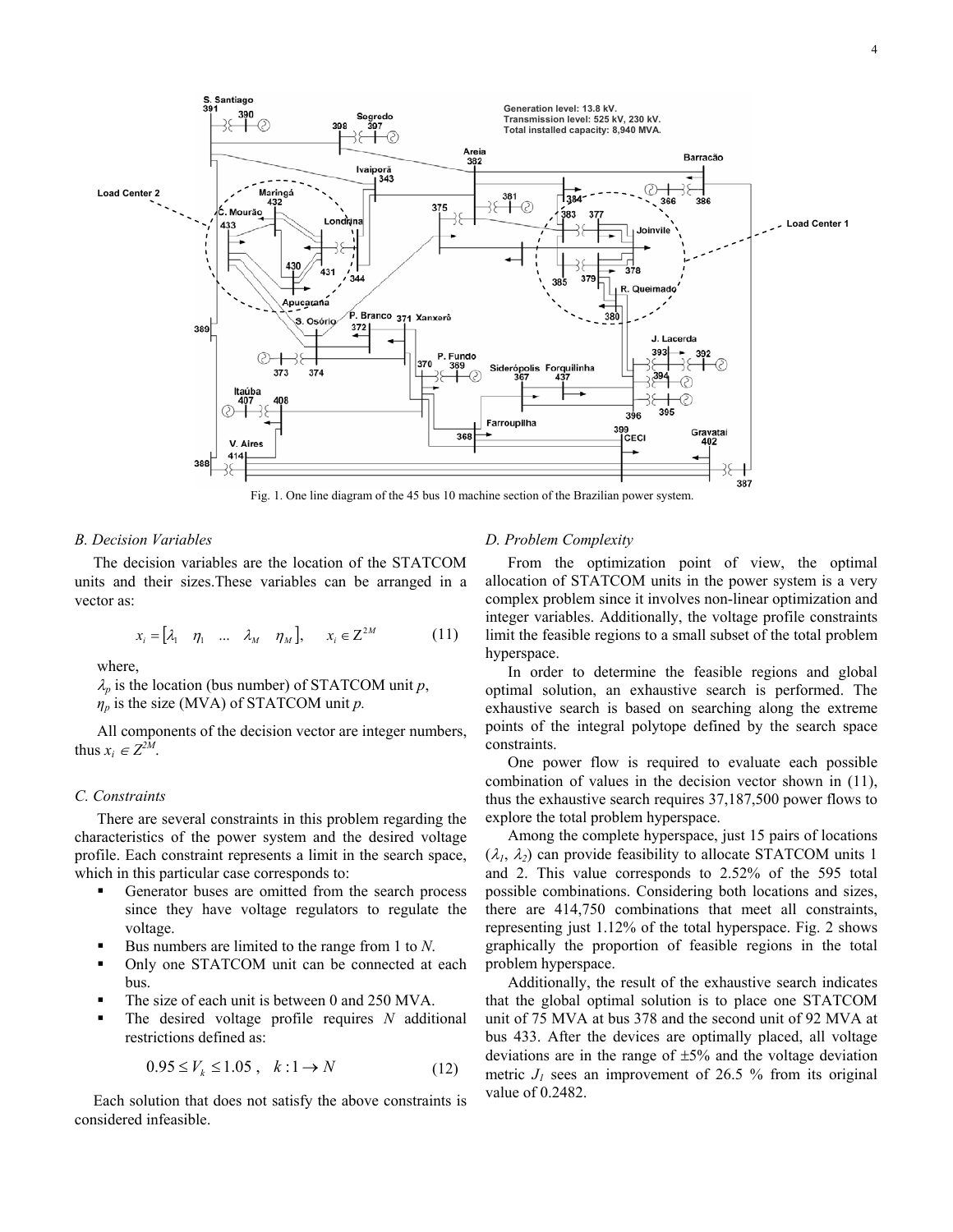Fig. 1. One line diagram of the 45 bus 10 machine section of the Brazilian power system.

### B. Decision Variables

The decision variables are the location of the STATCOM units and their sizes.These variables can be arranged in a vector as:

$$x_i = [\lambda_1 \quad \eta_1 \quad \ldots \quad \lambda_M \quad \eta_M], \qquad x_i \in \mathrm{Z}^{2M} \tag{11}$$

where,

$\lambda_p$ is the location (bus number) of STATCOM unit $p$,
$\eta_p$ is the size (MVA) of STATCOM unit $p$.

All components of the decision vector are integer numbers, thus $x_i \in Z^{2M}$.

### C. Constraints

There are several constraints in this problem regarding the characteristics of the power system and the desired voltage profile. Each constraint represents a limit in the search space, which in this particular case corresponds to:

- Generator buses are omitted from the search process since they have voltage regulators to regulate the voltage.
- Bus numbers are limited to the range from 1 to $N$.
- Only one STATCOM unit can be connected at each bus.
- The size of each unit is between 0 and 250 MVA.
- The desired voltage profile requires $N$ additional restrictions defined as:

$$0.95 \leq V_k \leq 1.05\ , \quad k : 1 \rightarrow N \tag{12}$$

Each solution that does not satisfy the above constraints is considered infeasible.

### D. Problem Complexity

From the optimization point of view, the optimal allocation of STATCOM units in the power system is a very complex problem since it involves non-linear optimization and integer variables. Additionally, the voltage profile constraints limit the feasible regions to a small subset of the total problem hyperspace.

In order to determine the feasible regions and global optimal solution, an exhaustive search is performed. The exhaustive search is based on searching along the extreme points of the integral polytope defined by the search space constraints.

One power flow is required to evaluate each possible combination of values in the decision vector shown in (11), thus the exhaustive search requires 37,187,500 power flows to explore the total problem hyperspace.

Among the complete hyperspace, just 15 pairs of locations ($\lambda_1$, $\lambda_2$) can provide feasibility to allocate STATCOM units 1 and 2. This value corresponds to 2.52% of the 595 total possible combinations. Considering both locations and sizes, there are 414,750 combinations that meet all constraints, representing just 1.12% of the total hyperspace. Fig. 2 shows graphically the proportion of feasible regions in the total problem hyperspace.

Additionally, the result of the exhaustive search indicates that the global optimal solution is to place one STATCOM unit of 75 MVA at bus 378 and the second unit of 92 MVA at bus 433. After the devices are optimally placed, all voltage deviations are in the range of ±5% and the voltage deviation metric $J_1$ sees an improvement of 26.5 % from its original value of 0.2482.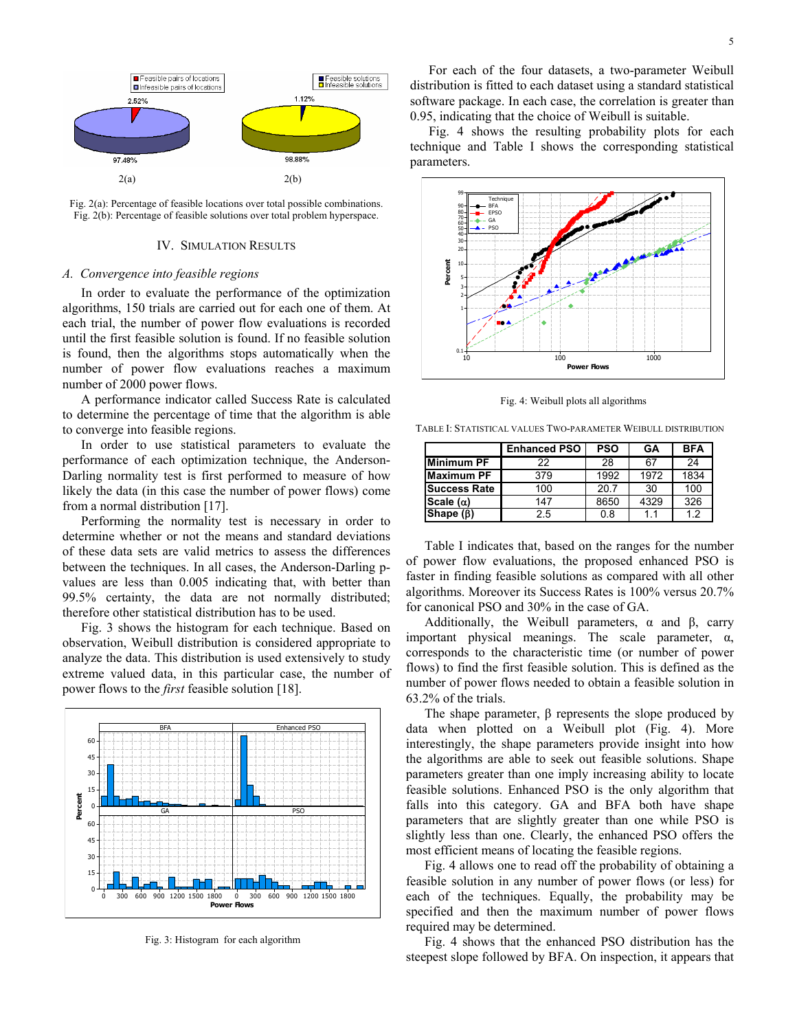Fig. 2(a): Percentage of feasible locations over total possible combinations. Fig. 2(b): Percentage of feasible solutions over total problem hyperspace.

## IV. Simulation Results

### A. Convergence into feasible regions

In order to evaluate the performance of the optimization algorithms, 150 trials are carried out for each one of them. At each trial, the number of power flow evaluations is recorded until the first feasible solution is found. If no feasible solution is found, then the algorithms stops automatically when the number of power flow evaluations reaches a maximum number of 2000 power flows.

A performance indicator called Success Rate is calculated to determine the percentage of time that the algorithm is able to converge into feasible regions.

In order to use statistical parameters to evaluate the performance of each optimization technique, the Anderson-Darling normality test is first performed to measure of how likely the data (in this case the number of power flows) come from a normal distribution [17].

Performing the normality test is necessary in order to determine whether or not the means and standard deviations of these data sets are valid metrics to assess the differences between the techniques. In all cases, the Anderson-Darling p-values are less than 0.005 indicating that, with better than 99.5% certainty, the data are not normally distributed; therefore other statistical distribution has to be used.

Fig. 3 shows the histogram for each technique. Based on observation, Weibull distribution is considered appropriate to analyze the data. This distribution is used extensively to study extreme valued data, in this particular case, the number of power flows to the *first* feasible solution [18].

Fig. 3: Histogram for each algorithm

For each of the four datasets, a two-parameter Weibull distribution is fitted to each dataset using a standard statistical software package. In each case, the correlation is greater than 0.95, indicating that the choice of Weibull is suitable.

Fig. 4 shows the resulting probability plots for each technique and Table I shows the corresponding statistical parameters.

Fig. 4: Weibull plots all algorithms

TABLE I: Statistical values Two-parameter Weibull distribution

| | Enhanced PSO | PSO | GA | BFA |
|---|---|---|---|---|
| Minimum PF | 22 | 28 | 67 | 24 |
| Maximum PF | 379 | 1992 | 1972 | 1834 |
| Success Rate | 100 | 20.7 | 30 | 100 |
| Scale ($\alpha$) | 147 | 8650 | 4329 | 326 |
| Shape ($\beta$) | 2.5 | 0.8 | 1.1 | 1.2 |

Table I indicates that, based on the ranges for the number of power flow evaluations, the proposed enhanced PSO is faster in finding feasible solutions as compared with all other algorithms. Moreover its Success Rates is 100% versus 20.7% for canonical PSO and 30% in the case of GA.

Additionally, the Weibull parameters, $\alpha$ and $\beta$, carry important physical meanings. The scale parameter, $\alpha$, corresponds to the characteristic time (or number of power flows) to find the first feasible solution. This is defined as the number of power flows needed to obtain a feasible solution in 63.2% of the trials.

The shape parameter, $\beta$ represents the slope produced by data when plotted on a Weibull plot (Fig. 4). More interestingly, the shape parameters provide insight into how the algorithms are able to seek out feasible solutions. Shape parameters greater than one imply increasing ability to locate feasible solutions. Enhanced PSO is the only algorithm that falls into this category. GA and BFA both have shape parameters that are slightly greater than one while PSO is slightly less than one. Clearly, the enhanced PSO offers the most efficient means of locating the feasible regions.

Fig. 4 allows one to read off the probability of obtaining a feasible solution in any number of power flows (or less) for each of the techniques. Equally, the probability may be specified and then the maximum number of power flows required may be determined.

Fig. 4 shows that the enhanced PSO distribution has the steepest slope followed by BFA. On inspection, it appears that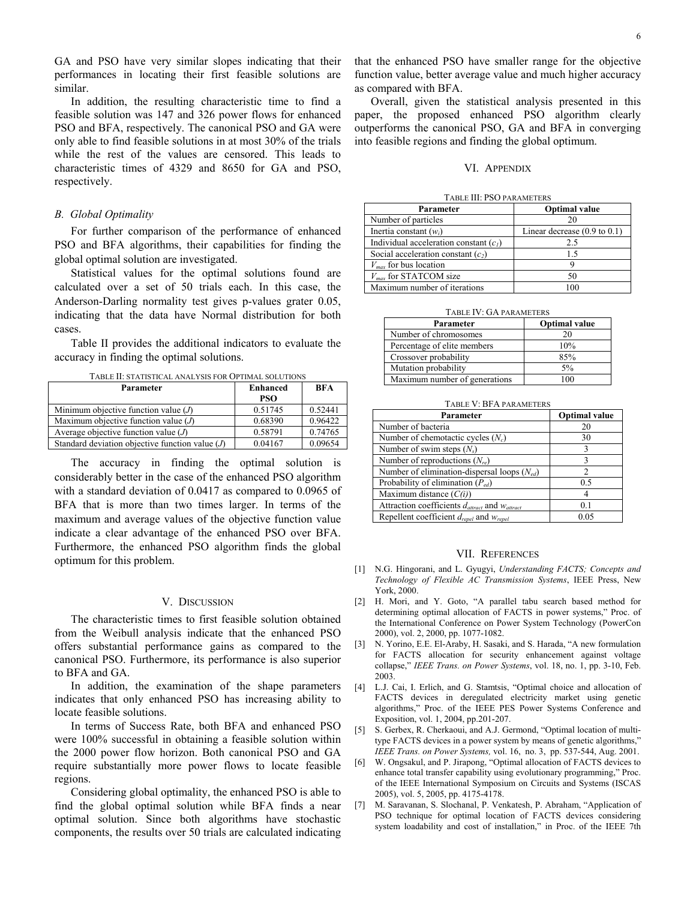GA and PSO have very similar slopes indicating that their performances in locating their first feasible solutions are similar.

In addition, the resulting characteristic time to find a feasible solution was 147 and 326 power flows for enhanced PSO and BFA, respectively. The canonical PSO and GA were only able to find feasible solutions in at most 30% of the trials while the rest of the values are censored. This leads to characteristic times of 4329 and 8650 for GA and PSO, respectively.

### B. Global Optimality

For further comparison of the performance of enhanced PSO and BFA algorithms, their capabilities for finding the global optimal solution are investigated.

Statistical values for the optimal solutions found are calculated over a set of 50 trials each. In this case, the Anderson-Darling normality test gives p-values grater 0.05, indicating that the data have Normal distribution for both cases.

Table II provides the additional indicators to evaluate the accuracy in finding the optimal solutions.

TABLE II: STATISTICAL ANALYSIS FOR OPTIMAL SOLUTIONS

| Parameter | Enhanced PSO | BFA |
|---|---|---|
| Minimum objective function value ($J$) | 0.51745 | 0.52441 |
| Maximum objective function value ($J$) | 0.68390 | 0.96422 |
| Average objective function value ($J$) | 0.58791 | 0.74765 |
| Standard deviation objective function value ($J$) | 0.04167 | 0.09654 |

The accuracy in finding the optimal solution is considerably better in the case of the enhanced PSO algorithm with a standard deviation of 0.0417 as compared to 0.0965 of BFA that is more than two times larger. In terms of the maximum and average values of the objective function value indicate a clear advantage of the enhanced PSO over BFA. Furthermore, the enhanced PSO algorithm finds the global optimum for this problem.

## V. DISCUSSION

The characteristic times to first feasible solution obtained from the Weibull analysis indicate that the enhanced PSO offers substantial performance gains as compared to the canonical PSO. Furthermore, its performance is also superior to BFA and GA.

In addition, the examination of the shape parameters indicates that only enhanced PSO has increasing ability to locate feasible solutions.

In terms of Success Rate, both BFA and enhanced PSO were 100% successful in obtaining a feasible solution within the 2000 power flow horizon. Both canonical PSO and GA require substantially more power flows to locate feasible regions.

Considering global optimality, the enhanced PSO is able to find the global optimal solution while BFA finds a near optimal solution. Since both algorithms have stochastic components, the results over 50 trials are calculated indicating that the enhanced PSO have smaller range for the objective function value, better average value and much higher accuracy as compared with BFA.

Overall, given the statistical analysis presented in this paper, the proposed enhanced PSO algorithm clearly outperforms the canonical PSO, GA and BFA in converging into feasible regions and finding the global optimum.

## VI. APPENDIX

TABLE III: PSO PARAMETERS

| Parameter | Optimal value |
|---|---|
| Number of particles | 20 |
| Inertia constant ($w_i$) | Linear decrease (0.9 to 0.1) |
| Individual acceleration constant ($c_1$) | 2.5 |
| Social acceleration constant ($c_2$) | 1.5 |
| $V_{max}$ for bus location | 9 |
| $V_{max}$ for STATCOM size | 50 |
| Maximum number of iterations | 100 |

TABLE IV: GA PARAMETERS

| Parameter | Optimal value |
|---|---|
| Number of chromosomes | 20 |
| Percentage of elite members | 10% |
| Crossover probability | 85% |
| Mutation probability | 5% |
| Maximum number of generations | 100 |

TABLE V: BFA PARAMETERS

| Parameter | Optimal value |
|---|---|
| Number of bacteria | 20 |
| Number of chemotactic cycles ($N_c$) | 30 |
| Number of swim steps ($N_s$) | 3 |
| Number of reproductions ($N_{re}$) | 3 |
| Number of elimination-dispersal loops ($N_{ed}$) | 2 |
| Probability of elimination ($P_{ed}$) | 0.5 |
| Maximum distance ($C(i)$) | 4 |
| Attraction coefficients $d_{attract}$ and $w_{attract}$ | 0.1 |
| Repellent coefficient $d_{repel}$ and $w_{repel}$ | 0.05 |

## VII. REFERENCES

[1] N.G. Hingorani, and L. Gyugyi, *Understanding FACTS; Concepts and Technology of Flexible AC Transmission Systems*, IEEE Press, New York, 2000.

[2] H. Mori, and Y. Goto, "A parallel tabu search based method for determining optimal allocation of FACTS in power systems," Proc. of the International Conference on Power System Technology (PowerCon 2000), vol. 2, 2000, pp. 1077-1082.

[3] N. Yorino, E.E. El-Araby, H. Sasaki, and S. Harada, "A new formulation for FACTS allocation for security enhancement against voltage collapse," *IEEE Trans. on Power Systems*, vol. 18, no. 1, pp. 3-10, Feb. 2003.

[4] L.J. Cai, I. Erlich, and G. Stamtsis, "Optimal choice and allocation of FACTS devices in deregulated electricity market using genetic algorithms," Proc. of the IEEE PES Power Systems Conference and Exposition, vol. 1, 2004, pp.201-207.

[5] S. Gerbex, R. Cherkaoui, and A.J. Germond, "Optimal location of multi-type FACTS devices in a power system by means of genetic algorithms," *IEEE Trans. on Power Systems,* vol. 16, no. 3, pp. 537-544, Aug. 2001.

[6] W. Ongsakul, and P. Jirapong, "Optimal allocation of FACTS devices to enhance total transfer capability using evolutionary programming," Proc. of the IEEE International Symposium on Circuits and Systems (ISCAS 2005), vol. 5, 2005, pp. 4175-4178.

[7] M. Saravanan, S. Slochanal, P. Venkatesh, P. Abraham, "Application of PSO technique for optimal location of FACTS devices considering system loadability and cost of installation," in Proc. of the IEEE 7th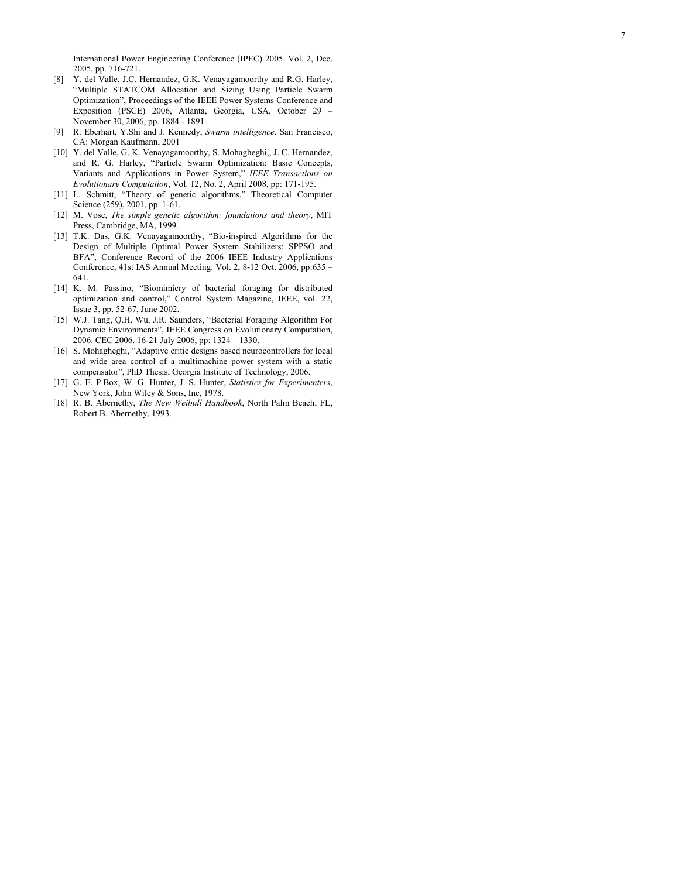International Power Engineering Conference (IPEC) 2005. Vol. 2, Dec. 2005, pp. 716-721.

[8] Y. del Valle, J.C. Hernandez, G.K. Venayagamoorthy and R.G. Harley, “Multiple STATCOM Allocation and Sizing Using Particle Swarm Optimization”, Proceedings of the IEEE Power Systems Conference and Exposition (PSCE) 2006, Atlanta, Georgia, USA, October 29 – November 30, 2006, pp. 1884 - 1891.

[9] R. Eberhart, Y.Shi and J. Kennedy, *Swarm intelligence*. San Francisco, CA: Morgan Kaufmann, 2001

[10] Y. del Valle, G. K. Venayagamoorthy, S. Mohagheghi,, J. C. Hernandez, and R. G. Harley, “Particle Swarm Optimization: Basic Concepts, Variants and Applications in Power System,” *IEEE Transactions on Evolutionary Computation*, Vol. 12, No. 2, April 2008, pp: 171-195.

[11] L. Schmitt, “Theory of genetic algorithms,” Theoretical Computer Science (259), 2001, pp. 1-61.

[12] M. Vose, *The simple genetic algorithm: foundations and theory*, MIT Press, Cambridge, MA, 1999.

[13] T.K. Das, G.K. Venayagamoorthy, “Bio-inspired Algorithms for the Design of Multiple Optimal Power System Stabilizers: SPPSO and BFA”, Conference Record of the 2006 IEEE Industry Applications Conference, 41st IAS Annual Meeting. Vol. 2, 8-12 Oct. 2006, pp:635 – 641.

[14] K. M. Passino, “Biomimicry of bacterial foraging for distributed optimization and control,” Control System Magazine, IEEE, vol. 22, Issue 3, pp. 52-67, June 2002.

[15] W.J. Tang, Q.H. Wu, J.R. Saunders, “Bacterial Foraging Algorithm For Dynamic Environments”, IEEE Congress on Evolutionary Computation, 2006. CEC 2006. 16-21 July 2006, pp: 1324 – 1330.

[16] S. Mohagheghi, “Adaptive critic designs based neurocontrollers for local and wide area control of a multimachine power system with a static compensator”, PhD Thesis, Georgia Institute of Technology, 2006.

[17] G. E. P.Box, W. G. Hunter, J. S. Hunter, *Statistics for Experimenters*, New York, John Wiley & Sons, Inc, 1978.

[18] R. B. Abernethy, *The New Weibull Handbook*, North Palm Beach, FL, Robert B. Abernethy, 1993.